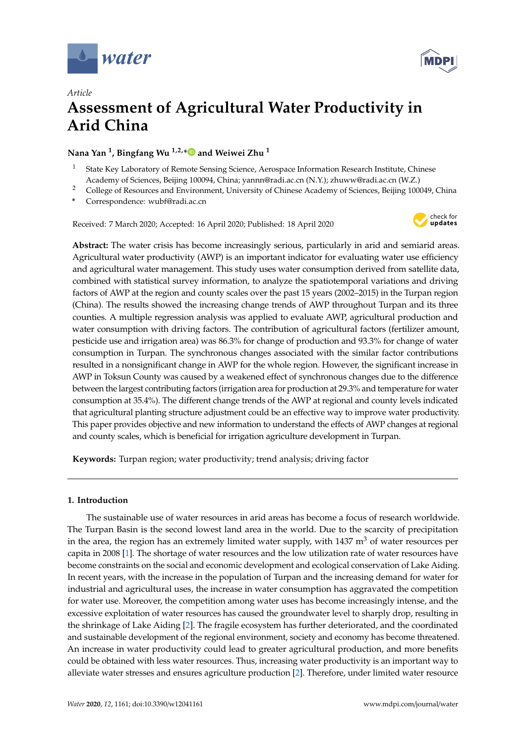*Article*

# Assessment of Agricultural Water Productivity in Arid China

**Nana Yan [1], Bingfang Wu [1,2,*] and Weiwei Zhu [1]**

[1] State Key Laboratory of Remote Sensing Science, Aerospace Information Research Institute, Chinese Academy of Sciences, Beijing 100094, China; yannn@radi.ac.cn (N.Y.); zhuww@radi.ac.cn (W.Z.)

[2] College of Resources and Environment, University of Chinese Academy of Sciences, Beijing 100049, China

\* Correspondence: wubf@radi.ac.cn

Received: 7 March 2020; Accepted: 16 April 2020; Published: 18 April 2020

**Abstract:** The water crisis has become increasingly serious, particularly in arid and semiarid areas. Agricultural water productivity (AWP) is an important indicator for evaluating water use efficiency and agricultural water management. This study uses water consumption derived from satellite data, combined with statistical survey information, to analyze the spatiotemporal variations and driving factors of AWP at the region and county scales over the past 15 years (2002–2015) in the Turpan region (China). The results showed the increasing change trends of AWP throughout Turpan and its three counties. A multiple regression analysis was applied to evaluate AWP, agricultural production and water consumption with driving factors. The contribution of agricultural factors (fertilizer amount, pesticide use and irrigation area) was 86.3% for change of production and 93.3% for change of water consumption in Turpan. The synchronous changes associated with the similar factor contributions resulted in a nonsignificant change in AWP for the whole region. However, the significant increase in AWP in Toksun County was caused by a weakened effect of synchronous changes due to the difference between the largest contributing factors (irrigation area for production at 29.3% and temperature for water consumption at 35.4%). The different change trends of the AWP at regional and county levels indicated that agricultural planting structure adjustment could be an effective way to improve water productivity. This paper provides objective and new information to understand the effects of AWP changes at regional and county scales, which is beneficial for irrigation agriculture development in Turpan.

**Keywords:** Turpan region; water productivity; trend analysis; driving factor

## 1. Introduction

The sustainable use of water resources in arid areas has become a focus of research worldwide. The Turpan Basin is the second lowest land area in the world. Due to the scarcity of precipitation in the area, the region has an extremely limited water supply, with 1437 $m^3$ of water resources per capita in 2008 [1]. The shortage of water resources and the low utilization rate of water resources have become constraints on the social and economic development and ecological conservation of Lake Aiding. In recent years, with the increase in the population of Turpan and the increasing demand for water for industrial and agricultural uses, the increase in water consumption has aggravated the competition for water use. Moreover, the competition among water uses has become increasingly intense, and the excessive exploitation of water resources has caused the groundwater level to sharply drop, resulting in the shrinkage of Lake Aiding [2]. The fragile ecosystem has further deteriorated, and the coordinated and sustainable development of the regional environment, society and economy has become threatened. An increase in water productivity could lead to greater agricultural production, and more benefits could be obtained with less water resources. Thus, increasing water productivity is an important way to alleviate water stresses and ensures agriculture production [2]. Therefore, under limited water resource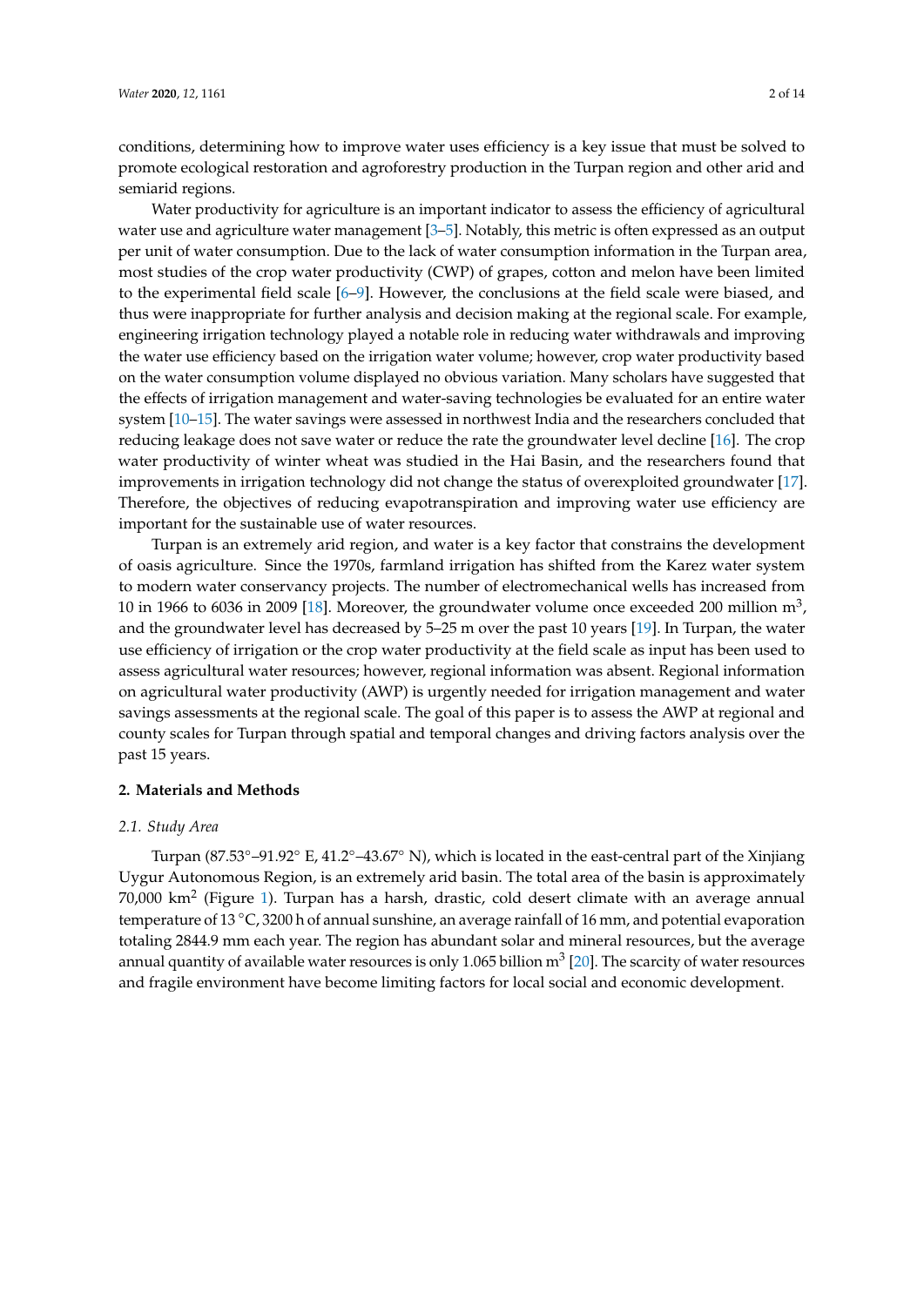conditions, determining how to improve water uses efficiency is a key issue that must be solved to promote ecological restoration and agroforestry production in the Turpan region and other arid and semiarid regions.

Water productivity for agriculture is an important indicator to assess the efficiency of agricultural water use and agriculture water management [3–5]. Notably, this metric is often expressed as an output per unit of water consumption. Due to the lack of water consumption information in the Turpan area, most studies of the crop water productivity (CWP) of grapes, cotton and melon have been limited to the experimental field scale [6–9]. However, the conclusions at the field scale were biased, and thus were inappropriate for further analysis and decision making at the regional scale. For example, engineering irrigation technology played a notable role in reducing water withdrawals and improving the water use efficiency based on the irrigation water volume; however, crop water productivity based on the water consumption volume displayed no obvious variation. Many scholars have suggested that the effects of irrigation management and water-saving technologies be evaluated for an entire water system [10–15]. The water savings were assessed in northwest India and the researchers concluded that reducing leakage does not save water or reduce the rate the groundwater level decline [16]. The crop water productivity of winter wheat was studied in the Hai Basin, and the researchers found that improvements in irrigation technology did not change the status of overexploited groundwater [17]. Therefore, the objectives of reducing evapotranspiration and improving water use efficiency are important for the sustainable use of water resources.

Turpan is an extremely arid region, and water is a key factor that constrains the development of oasis agriculture. Since the 1970s, farmland irrigation has shifted from the Karez water system to modern water conservancy projects. The number of electromechanical wells has increased from 10 in 1966 to 6036 in 2009 [18]. Moreover, the groundwater volume once exceeded 200 million $m^3$, and the groundwater level has decreased by 5–25 m over the past 10 years [19]. In Turpan, the water use efficiency of irrigation or the crop water productivity at the field scale as input has been used to assess agricultural water resources; however, regional information was absent. Regional information on agricultural water productivity (AWP) is urgently needed for irrigation management and water savings assessments at the regional scale. The goal of this paper is to assess the AWP at regional and county scales for Turpan through spatial and temporal changes and driving factors analysis over the past 15 years.

## 2. Materials and Methods

### 2.1. Study Area

Turpan (87.53°–91.92° E, 41.2°–43.67° N), which is located in the east-central part of the Xinjiang Uygur Autonomous Region, is an extremely arid basin. The total area of the basin is approximately 70,000 $km^2$ (Figure 1). Turpan has a harsh, drastic, cold desert climate with an average annual temperature of 13 °C, 3200 h of annual sunshine, an average rainfall of 16 mm, and potential evaporation totaling 2844.9 mm each year. The region has abundant solar and mineral resources, but the average annual quantity of available water resources is only 1.065 billion $m^3$ [20]. The scarcity of water resources and fragile environment have become limiting factors for local social and economic development.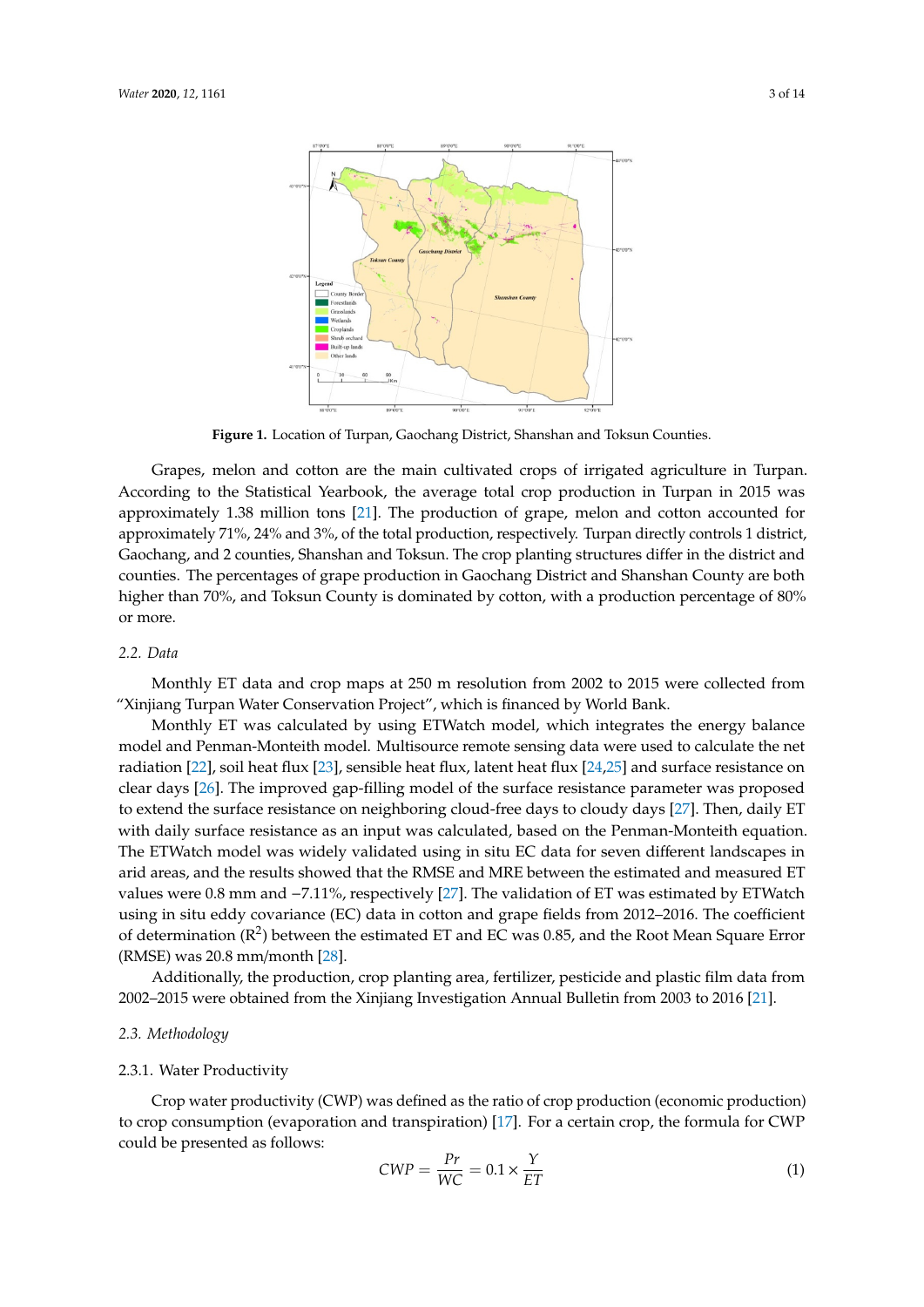Figure 1. Location of Turpan, Gaochang District, Shanshan and Toksun Counties.

Grapes, melon and cotton are the main cultivated crops of irrigated agriculture in Turpan. According to the Statistical Yearbook, the average total crop production in Turpan in 2015 was approximately 1.38 million tons [21]. The production of grape, melon and cotton accounted for approximately 71%, 24% and 3%, of the total production, respectively. Turpan directly controls 1 district, Gaochang, and 2 counties, Shanshan and Toksun. The crop planting structures differ in the district and counties. The percentages of grape production in Gaochang District and Shanshan County are both higher than 70%, and Toksun County is dominated by cotton, with a production percentage of 80% or more.

### 2.2. Data

Monthly ET data and crop maps at 250 m resolution from 2002 to 2015 were collected from "Xinjiang Turpan Water Conservation Project", which is financed by World Bank.

Monthly ET was calculated by using ETWatch model, which integrates the energy balance model and Penman-Monteith model. Multisource remote sensing data were used to calculate the net radiation [22], soil heat flux [23], sensible heat flux, latent heat flux [24,25] and surface resistance on clear days [26]. The improved gap-filling model of the surface resistance parameter was proposed to extend the surface resistance on neighboring cloud-free days to cloudy days [27]. Then, daily ET with daily surface resistance as an input was calculated, based on the Penman-Monteith equation. The ETWatch model was widely validated using in situ EC data for seven different landscapes in arid areas, and the results showed that the RMSE and MRE between the estimated and measured ET values were 0.8 mm and −7.11%, respectively [27]. The validation of ET was estimated by ETWatch using in situ eddy covariance (EC) data in cotton and grape fields from 2012–2016. The coefficient of determination ($R^2$) between the estimated ET and EC was 0.85, and the Root Mean Square Error (RMSE) was 20.8 mm/month [28].

Additionally, the production, crop planting area, fertilizer, pesticide and plastic film data from 2002–2015 were obtained from the Xinjiang Investigation Annual Bulletin from 2003 to 2016 [21].

### 2.3. Methodology

#### 2.3.1. Water Productivity

Crop water productivity (CWP) was defined as the ratio of crop production (economic production) to crop consumption (evaporation and transpiration) [17]. For a certain crop, the formula for CWP could be presented as follows:

$$CWP = \frac{Pr}{WC} = 0.1 \times \frac{Y}{ET} \quad (1)$$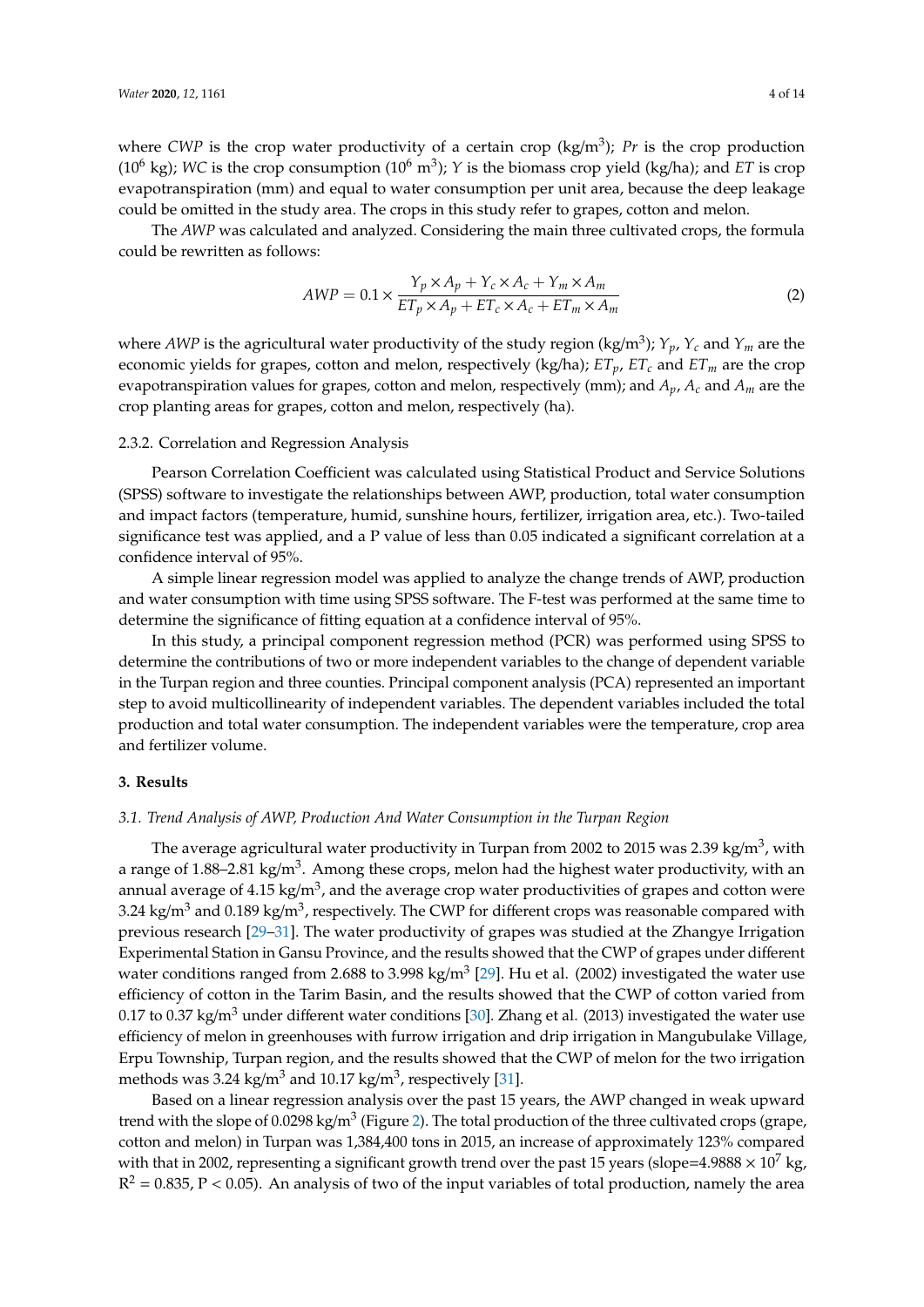where *CWP* is the crop water productivity of a certain crop (kg/m$^3$); *Pr* is the crop production ($10^6$ kg); *WC* is the crop consumption ($10^6$ m$^3$); *Y* is the biomass crop yield (kg/ha); and *ET* is crop evapotranspiration (mm) and equal to water consumption per unit area, because the deep leakage could be omitted in the study area. The crops in this study refer to grapes, cotton and melon.

The *AWP* was calculated and analyzed. Considering the main three cultivated crops, the formula could be rewritten as follows:

$$AWP = 0.1 \times \frac{Y_p \times A_p + Y_c \times A_c + Y_m \times A_m}{ET_p \times A_p + ET_c \times A_c + ET_m \times A_m} \tag{2}$$

where *AWP* is the agricultural water productivity of the study region (kg/m$^3$); $Y_p$, $Y_c$ and $Y_m$ are the economic yields for grapes, cotton and melon, respectively (kg/ha); $ET_p$, $ET_c$ and $ET_m$ are the crop evapotranspiration values for grapes, cotton and melon, respectively (mm); and $A_p$, $A_c$ and $A_m$ are the crop planting areas for grapes, cotton and melon, respectively (ha).

#### 2.3.2. Correlation and Regression Analysis

Pearson Correlation Coefficient was calculated using Statistical Product and Service Solutions (SPSS) software to investigate the relationships between AWP, production, total water consumption and impact factors (temperature, humid, sunshine hours, fertilizer, irrigation area, etc.). Two-tailed significance test was applied, and a P value of less than 0.05 indicated a significant correlation at a confidence interval of 95%.

A simple linear regression model was applied to analyze the change trends of AWP, production and water consumption with time using SPSS software. The F-test was performed at the same time to determine the significance of fitting equation at a confidence interval of 95%.

In this study, a principal component regression method (PCR) was performed using SPSS to determine the contributions of two or more independent variables to the change of dependent variable in the Turpan region and three counties. Principal component analysis (PCA) represented an important step to avoid multicollinearity of independent variables. The dependent variables included the total production and total water consumption. The independent variables were the temperature, crop area and fertilizer volume.

## 3. Results

### *3.1. Trend Analysis of AWP, Production And Water Consumption in the Turpan Region*

The average agricultural water productivity in Turpan from 2002 to 2015 was 2.39 kg/m$^3$, with a range of 1.88–2.81 kg/m$^3$. Among these crops, melon had the highest water productivity, with an annual average of 4.15 kg/m$^3$, and the average crop water productivities of grapes and cotton were 3.24 kg/m$^3$ and 0.189 kg/m$^3$, respectively. The CWP for different crops was reasonable compared with previous research [29–31]. The water productivity of grapes was studied at the Zhangye Irrigation Experimental Station in Gansu Province, and the results showed that the CWP of grapes under different water conditions ranged from 2.688 to 3.998 kg/m$^3$ [29]. Hu et al. (2002) investigated the water use efficiency of cotton in the Tarim Basin, and the results showed that the CWP of cotton varied from 0.17 to 0.37 kg/m$^3$ under different water conditions [30]. Zhang et al. (2013) investigated the water use efficiency of melon in greenhouses with furrow irrigation and drip irrigation in Mangubulake Village, Erpu Township, Turpan region, and the results showed that the CWP of melon for the two irrigation methods was 3.24 kg/m$^3$ and 10.17 kg/m$^3$, respectively [31].

Based on a linear regression analysis over the past 15 years, the AWP changed in weak upward trend with the slope of 0.0298 kg/m$^3$ (Figure 2). The total production of the three cultivated crops (grape, cotton and melon) in Turpan was 1,384,400 tons in 2015, an increase of approximately 123% compared with that in 2002, representing a significant growth trend over the past 15 years (slope=$4.9888 \times 10^7$ kg, $R^2 = 0.835$, $P < 0.05$). An analysis of two of the input variables of total production, namely the area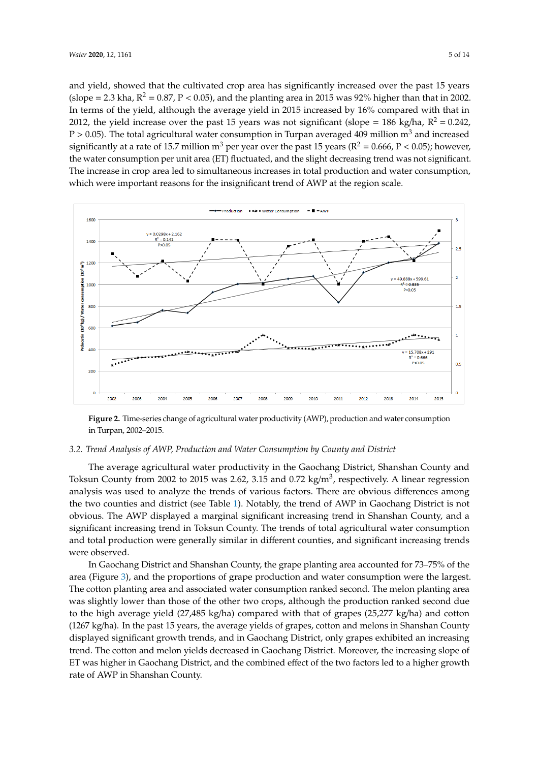and yield, showed that the cultivated crop area has significantly increased over the past 15 years (slope = 2.3 kha, $R^2 = 0.87$, $P < 0.05$), and the planting area in 2015 was 92% higher than that in 2002. In terms of the yield, although the average yield in 2015 increased by 16% compared with that in 2012, the yield increase over the past 15 years was not significant (slope = 186 kg/ha, $R^2 = 0.242$, $P > 0.05$). The total agricultural water consumption in Turpan averaged 409 million $m^3$ and increased significantly at a rate of 15.7 million $m^3$ per year over the past 15 years ($R^2 = 0.666$, $P < 0.05$); however, the water consumption per unit area (ET) fluctuated, and the slight decreasing trend was not significant. The increase in crop area led to simultaneous increases in total production and water consumption, which were important reasons for the insignificant trend of AWP at the region scale.

**Figure 2.** Time-series change of agricultural water productivity (AWP), production and water consumption in Turpan, 2002–2015.

### 3.2. Trend Analysis of AWP, Production and Water Consumption by County and District

The average agricultural water productivity in the Gaochang District, Shanshan County and Toksun County from 2002 to 2015 was 2.62, 3.15 and 0.72 kg/$m^3$, respectively. A linear regression analysis was used to analyze the trends of various factors. There are obvious differences among the two counties and district (see Table 1). Notably, the trend of AWP in Gaochang District is not obvious. The AWP displayed a marginal significant increasing trend in Shanshan County, and a significant increasing trend in Toksun County. The trends of total agricultural water consumption and total production were generally similar in different counties, and significant increasing trends were observed.

In Gaochang District and Shanshan County, the grape planting area accounted for 73–75% of the area (Figure 3), and the proportions of grape production and water consumption were the largest. The cotton planting area and associated water consumption ranked second. The melon planting area was slightly lower than those of the other two crops, although the production ranked second due to the high average yield (27,485 kg/ha) compared with that of grapes (25,277 kg/ha) and cotton (1267 kg/ha). In the past 15 years, the average yields of grapes, cotton and melons in Shanshan County displayed significant growth trends, and in Gaochang District, only grapes exhibited an increasing trend. The cotton and melon yields decreased in Gaochang District. Moreover, the increasing slope of ET was higher in Gaochang District, and the combined effect of the two factors led to a higher growth rate of AWP in Shanshan County.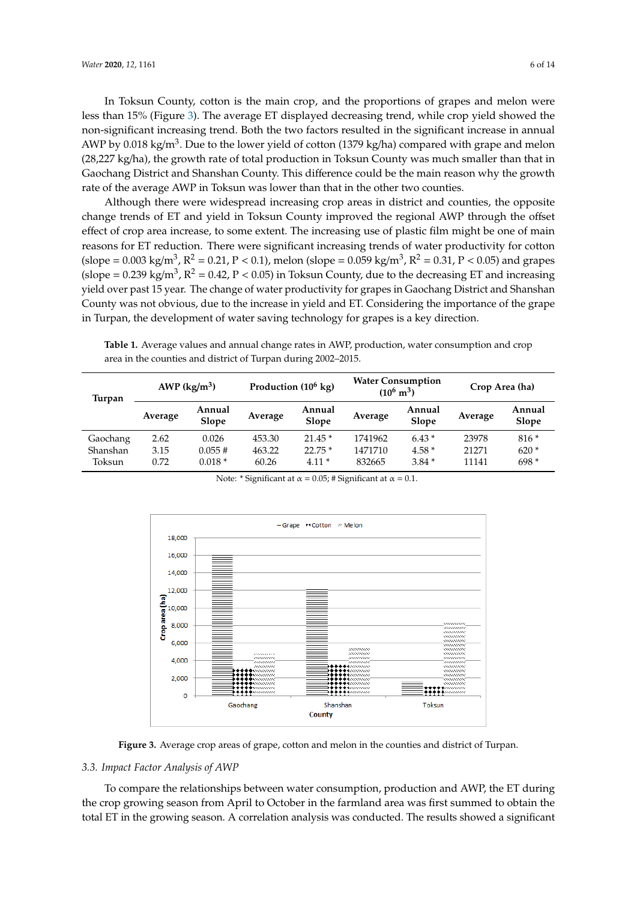In Toksun County, cotton is the main crop, and the proportions of grapes and melon were less than 15% (Figure 3). The average ET displayed decreasing trend, while crop yield showed the non-significant increasing trend. Both the two factors resulted in the significant increase in annual AWP by 0.018 kg/m$^3$. Due to the lower yield of cotton (1379 kg/ha) compared with grape and melon (28,227 kg/ha), the growth rate of total production in Toksun County was much smaller than that in Gaochang District and Shanshan County. This difference could be the main reason why the growth rate of the average AWP in Toksun was lower than that in the other two counties.

Although there were widespread increasing crop areas in district and counties, the opposite change trends of ET and yield in Toksun County improved the regional AWP through the offset effect of crop area increase, to some extent. The increasing use of plastic film might be one of main reasons for ET reduction. There were significant increasing trends of water productivity for cotton (slope = 0.003 kg/m$^3$, $R^2$ = 0.21, $P < 0.1$), melon (slope = 0.059 kg/m$^3$, $R^2$ = 0.31, $P < 0.05$) and grapes (slope = 0.239 kg/m$^3$, $R^2$ = 0.42, $P < 0.05$) in Toksun County, due to the decreasing ET and increasing yield over past 15 year. The change of water productivity for grapes in Gaochang District and Shanshan County was not obvious, due to the increase in yield and ET. Considering the importance of the grape in Turpan, the development of water saving technology for grapes is a key direction.

**Table 1.** Average values and annual change rates in AWP, production, water consumption and crop area in the counties and district of Turpan during 2002–2015.

| Turpan | AWP (kg/m$^3$) | | Production ($10^6$ kg) | | Water Consumption ($10^6$ m$^3$) | | Crop Area (ha) | |
|---|---|---|---|---|---|---|---|---|
| | Average | Annual Slope | Average | Annual Slope | Average | Annual Slope | Average | Annual Slope |
| Gaochang | 2.62 | 0.026 | 453.30 | 21.45 * | 1741962 | 6.43 * | 23978 | 816 * |
| Shanshan | 3.15 | 0.055 # | 463.22 | 22.75 * | 1471710 | 4.58 * | 21271 | 620 * |
| Toksun | 0.72 | 0.018 * | 60.26 | 4.11 * | 832665 | 3.84 * | 11141 | 698 * |

Note: * Significant at α = 0.05; # Significant at α = 0.1.

**Figure 3.** Average crop areas of grape, cotton and melon in the counties and district of Turpan.

### 3.3. Impact Factor Analysis of AWP

To compare the relationships between water consumption, production and AWP, the ET during the crop growing season from April to October in the farmland area was first summed to obtain the total ET in the growing season. A correlation analysis was conducted. The results showed a significant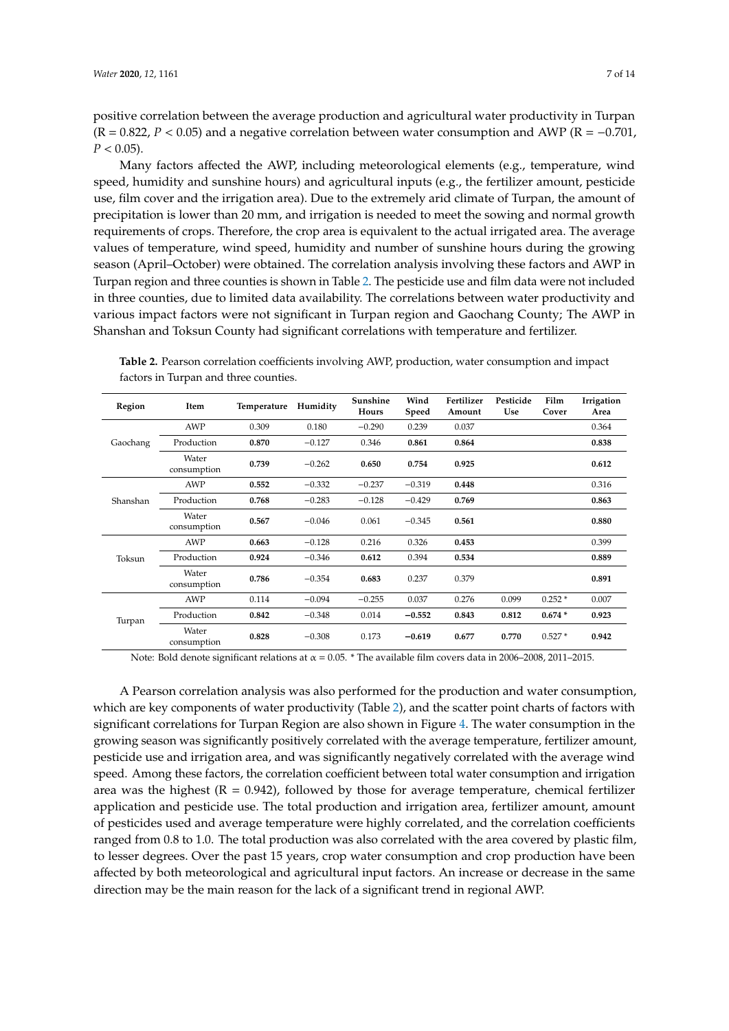positive correlation between the average production and agricultural water productivity in Turpan ($R = 0.822$, $P < 0.05$) and a negative correlation between water consumption and AWP ($R = -0.701$, $P < 0.05$).

Many factors affected the AWP, including meteorological elements (e.g., temperature, wind speed, humidity and sunshine hours) and agricultural inputs (e.g., the fertilizer amount, pesticide use, film cover and the irrigation area). Due to the extremely arid climate of Turpan, the amount of precipitation is lower than 20 mm, and irrigation is needed to meet the sowing and normal growth requirements of crops. Therefore, the crop area is equivalent to the actual irrigated area. The average values of temperature, wind speed, humidity and number of sunshine hours during the growing season (April–October) were obtained. The correlation analysis involving these factors and AWP in Turpan region and three counties is shown in Table 2. The pesticide use and film data were not included in three counties, due to limited data availability. The correlations between water productivity and various impact factors were not significant in Turpan region and Gaochang County; The AWP in Shanshan and Toksun County had significant correlations with temperature and fertilizer.

**Table 2.** Pearson correlation coefficients involving AWP, production, water consumption and impact factors in Turpan and three counties.

| Region | Item | Temperature | Humidity | Sunshine Hours | Wind Speed | Fertilizer Amount | Pesticide Use | Film Cover | Irrigation Area |
|---|---|---|---|---|---|---|---|---|---|
| Gaochang | AWP | 0.309 | 0.180 | −0.290 | 0.239 | 0.037 | | | 0.364 |
| | Production | **0.870** | −0.127 | 0.346 | **0.861** | **0.864** | | | **0.838** |
| | Water consumption | **0.739** | −0.262 | **0.650** | **0.754** | **0.925** | | | **0.612** |
| Shanshan | AWP | **0.552** | −0.332 | −0.237 | −0.319 | **0.448** | | | 0.316 |
| | Production | **0.768** | −0.283 | −0.128 | −0.429 | **0.769** | | | **0.863** |
| | Water consumption | **0.567** | −0.046 | 0.061 | −0.345 | **0.561** | | | **0.880** |
| Toksun | AWP | **0.663** | −0.128 | 0.216 | 0.326 | **0.453** | | | 0.399 |
| | Production | **0.924** | −0.346 | **0.612** | 0.394 | **0.534** | | | **0.889** |
| | Water consumption | **0.786** | −0.354 | **0.683** | 0.237 | 0.379 | | | **0.891** |
| Turpan | AWP | 0.114 | −0.094 | −0.255 | 0.037 | 0.276 | 0.099 | 0.252 * | 0.007 |
| | Production | **0.842** | −0.348 | 0.014 | **−0.552** | **0.843** | **0.812** | **0.674** * | **0.923** |
| | Water consumption | **0.828** | −0.308 | 0.173 | **−0.619** | **0.677** | **0.770** | 0.527 * | **0.942** |

Note: Bold denote significant relations at $\alpha = 0.05$. * The available film covers data in 2006–2008, 2011–2015.

A Pearson correlation analysis was also performed for the production and water consumption, which are key components of water productivity (Table 2), and the scatter point charts of factors with significant correlations for Turpan Region are also shown in Figure 4. The water consumption in the growing season was significantly positively correlated with the average temperature, fertilizer amount, pesticide use and irrigation area, and was significantly negatively correlated with the average wind speed. Among these factors, the correlation coefficient between total water consumption and irrigation area was the highest ($R = 0.942$), followed by those for average temperature, chemical fertilizer application and pesticide use. The total production and irrigation area, fertilizer amount, amount of pesticides used and average temperature were highly correlated, and the correlation coefficients ranged from 0.8 to 1.0. The total production was also correlated with the area covered by plastic film, to lesser degrees. Over the past 15 years, crop water consumption and crop production have been affected by both meteorological and agricultural input factors. An increase or decrease in the same direction may be the main reason for the lack of a significant trend in regional AWP.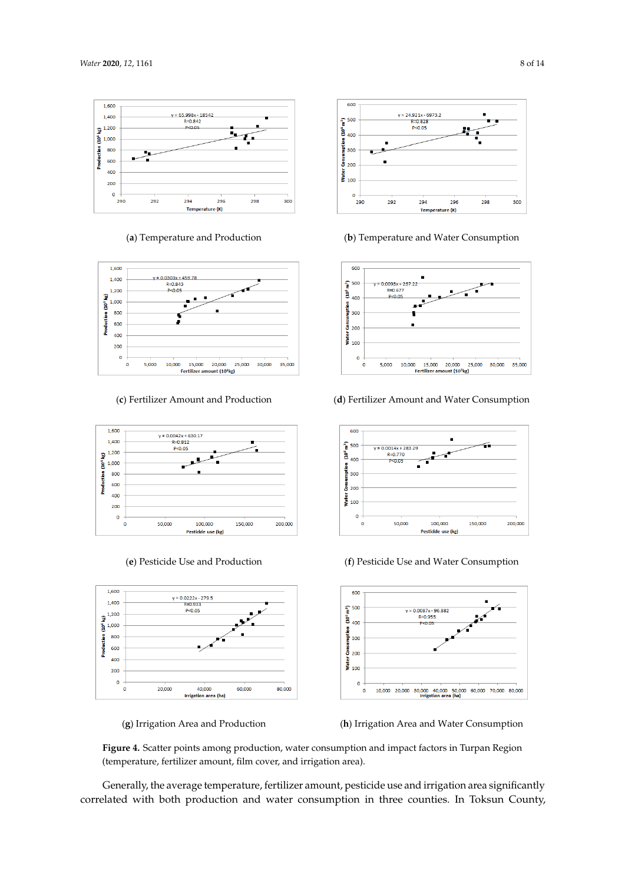(**a**) Temperature and Production

(**b**) Temperature and Water Consumption

(**c**) Fertilizer Amount and Production

(**d**) Fertilizer Amount and Water Consumption

(**e**) Pesticide Use and Production

(**f**) Pesticide Use and Water Consumption

(**g**) Irrigation Area and Production

(**h**) Irrigation Area and Water Consumption

**Figure 4.** Scatter points among production, water consumption and impact factors in Turpan Region (temperature, fertilizer amount, film cover, and irrigation area).

Generally, the average temperature, fertilizer amount, pesticide use and irrigation area significantly correlated with both production and water consumption in three counties. In Toksun County,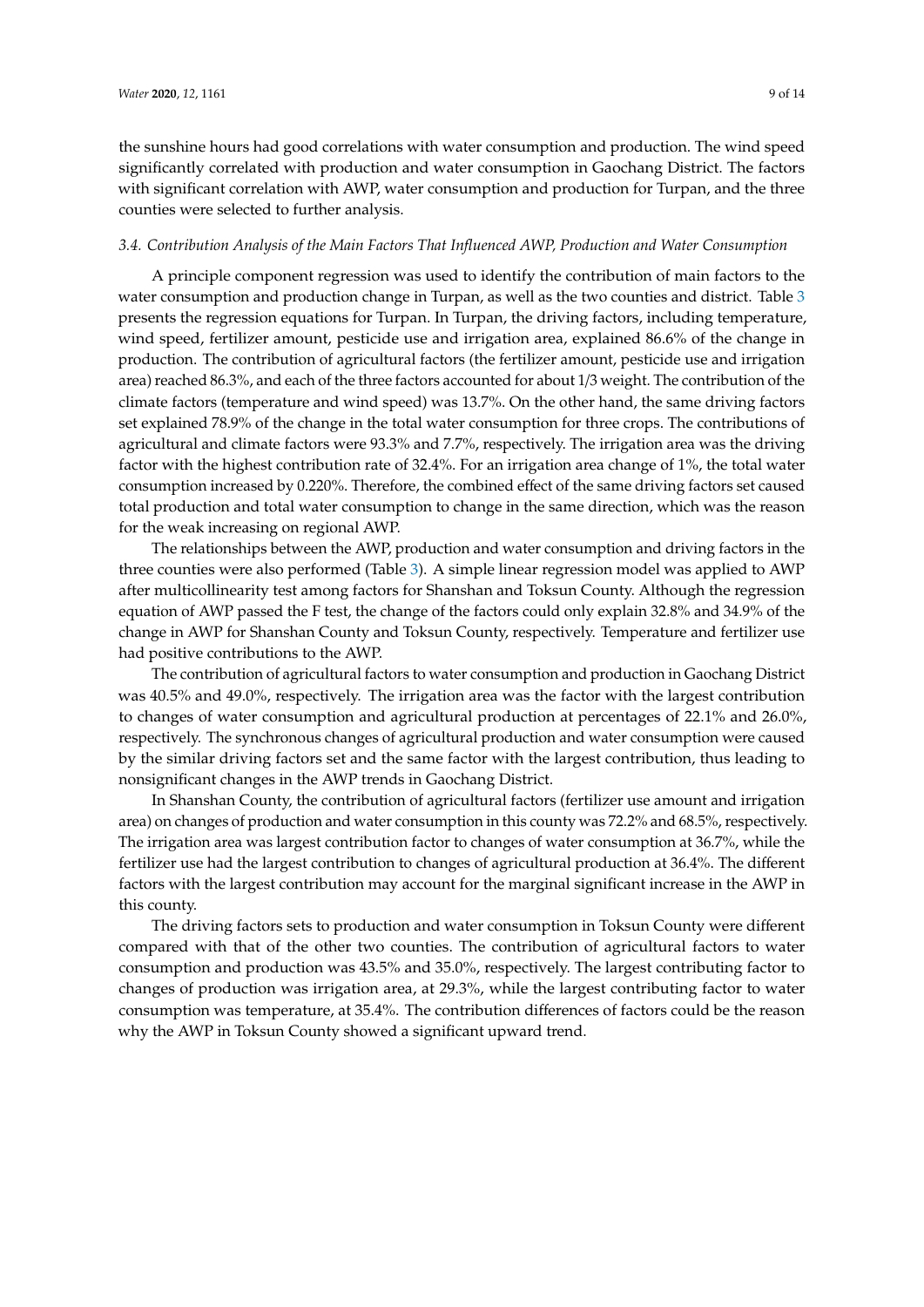the sunshine hours had good correlations with water consumption and production. The wind speed significantly correlated with production and water consumption in Gaochang District. The factors with significant correlation with AWP, water consumption and production for Turpan, and the three counties were selected to further analysis.

### *3.4. Contribution Analysis of the Main Factors That Influenced AWP, Production and Water Consumption*

A principle component regression was used to identify the contribution of main factors to the water consumption and production change in Turpan, as well as the two counties and district. Table 3 presents the regression equations for Turpan. In Turpan, the driving factors, including temperature, wind speed, fertilizer amount, pesticide use and irrigation area, explained 86.6% of the change in production. The contribution of agricultural factors (the fertilizer amount, pesticide use and irrigation area) reached 86.3%, and each of the three factors accounted for about 1/3 weight. The contribution of the climate factors (temperature and wind speed) was 13.7%. On the other hand, the same driving factors set explained 78.9% of the change in the total water consumption for three crops. The contributions of agricultural and climate factors were 93.3% and 7.7%, respectively. The irrigation area was the driving factor with the highest contribution rate of 32.4%. For an irrigation area change of 1%, the total water consumption increased by 0.220%. Therefore, the combined effect of the same driving factors set caused total production and total water consumption to change in the same direction, which was the reason for the weak increasing on regional AWP.

The relationships between the AWP, production and water consumption and driving factors in the three counties were also performed (Table 3). A simple linear regression model was applied to AWP after multicollinearity test among factors for Shanshan and Toksun County. Although the regression equation of AWP passed the F test, the change of the factors could only explain 32.8% and 34.9% of the change in AWP for Shanshan County and Toksun County, respectively. Temperature and fertilizer use had positive contributions to the AWP.

The contribution of agricultural factors to water consumption and production in Gaochang District was 40.5% and 49.0%, respectively. The irrigation area was the factor with the largest contribution to changes of water consumption and agricultural production at percentages of 22.1% and 26.0%, respectively. The synchronous changes of agricultural production and water consumption were caused by the similar driving factors set and the same factor with the largest contribution, thus leading to nonsignificant changes in the AWP trends in Gaochang District.

In Shanshan County, the contribution of agricultural factors (fertilizer use amount and irrigation area) on changes of production and water consumption in this county was 72.2% and 68.5%, respectively. The irrigation area was largest contribution factor to changes of water consumption at 36.7%, while the fertilizer use had the largest contribution to changes of agricultural production at 36.4%. The different factors with the largest contribution may account for the marginal significant increase in the AWP in this county.

The driving factors sets to production and water consumption in Toksun County were different compared with that of the other two counties. The contribution of agricultural factors to water consumption and production was 43.5% and 35.0%, respectively. The largest contributing factor to changes of production was irrigation area, at 29.3%, while the largest contributing factor to water consumption was temperature, at 35.4%. The contribution differences of factors could be the reason why the AWP in Toksun County showed a significant upward trend.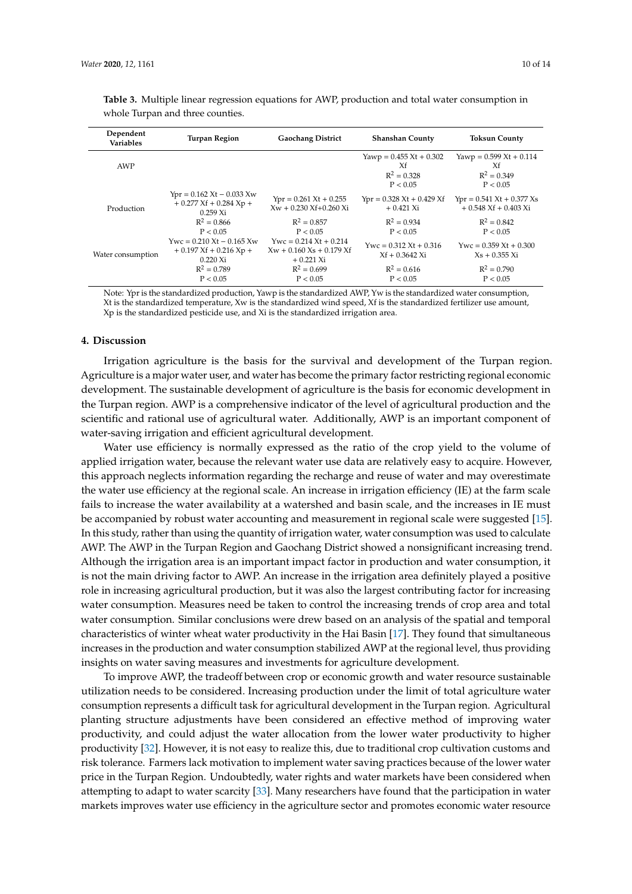**Table 3.** Multiple linear regression equations for AWP, production and total water consumption in whole Turpan and three counties.

| Dependent Variables | Turpan Region | Gaochang District | Shanshan County | Toksun County |
|---|---|---|---|---|
| AWP | | | Yawp = 0.455 Xt + 0.302 Xf<br>$R^2$ = 0.328<br>$P < 0.05$ | Yawp = 0.599 Xt + 0.114 Xf<br>$R^2$ = 0.349<br>$P < 0.05$ |
| Production | Ypr = 0.162 Xt − 0.033 Xw + 0.277 Xf + 0.284 Xp + 0.259 Xi<br>$R^2$ = 0.866<br>$P < 0.05$ | Ypr = 0.261 Xt + 0.255 Xw + 0.230 Xf+0.260 Xi<br>$R^2$ = 0.857<br>$P < 0.05$ | Ypr = 0.328 Xt + 0.429 Xf + 0.421 Xi<br>$R^2$ = 0.934<br>$P < 0.05$ | Ypr = 0.541 Xt + 0.377 Xs + 0.548 Xf + 0.403 Xi<br>$R^2$ = 0.842<br>$P < 0.05$ |
| Water consumption | Ywc = 0.210 Xt − 0.165 Xw + 0.197 Xf + 0.216 Xp + 0.220 Xi<br>$R^2$ = 0.789<br>$P < 0.05$ | Ywc = 0.214 Xt + 0.214 Xw + 0.160 Xs + 0.179 Xf + 0.221 Xi<br>$R^2$ = 0.699<br>$P < 0.05$ | Ywc = 0.312 Xt + 0.316 Xf + 0.3642 Xi<br>$R^2$ = 0.616<br>$P < 0.05$ | Ywc = 0.359 Xt + 0.300 Xs + 0.355 Xi<br>$R^2$ = 0.790<br>$P < 0.05$ |

Note: Ypr is the standardized production, Yawp is the standardized AWP, Yw is the standardized water consumption, Xt is the standardized temperature, Xw is the standardized wind speed, Xf is the standardized fertilizer use amount, Xp is the standardized pesticide use, and Xi is the standardized irrigation area.

## 4. Discussion

Irrigation agriculture is the basis for the survival and development of the Turpan region. Agriculture is a major water user, and water has become the primary factor restricting regional economic development. The sustainable development of agriculture is the basis for economic development in the Turpan region. AWP is a comprehensive indicator of the level of agricultural production and the scientific and rational use of agricultural water. Additionally, AWP is an important component of water-saving irrigation and efficient agricultural development.

Water use efficiency is normally expressed as the ratio of the crop yield to the volume of applied irrigation water, because the relevant water use data are relatively easy to acquire. However, this approach neglects information regarding the recharge and reuse of water and may overestimate the water use efficiency at the regional scale. An increase in irrigation efficiency (IE) at the farm scale fails to increase the water availability at a watershed and basin scale, and the increases in IE must be accompanied by robust water accounting and measurement in regional scale were suggested [15]. In this study, rather than using the quantity of irrigation water, water consumption was used to calculate AWP. The AWP in the Turpan Region and Gaochang District showed a nonsignificant increasing trend. Although the irrigation area is an important impact factor in production and water consumption, it is not the main driving factor to AWP. An increase in the irrigation area definitely played a positive role in increasing agricultural production, but it was also the largest contributing factor for increasing water consumption. Measures need be taken to control the increasing trends of crop area and total water consumption. Similar conclusions were drew based on an analysis of the spatial and temporal characteristics of winter wheat water productivity in the Hai Basin [17]. They found that simultaneous increases in the production and water consumption stabilized AWP at the regional level, thus providing insights on water saving measures and investments for agriculture development.

To improve AWP, the tradeoff between crop or economic growth and water resource sustainable utilization needs to be considered. Increasing production under the limit of total agriculture water consumption represents a difficult task for agricultural development in the Turpan region. Agricultural planting structure adjustments have been considered an effective method of improving water productivity, and could adjust the water allocation from the lower water productivity to higher productivity [32]. However, it is not easy to realize this, due to traditional crop cultivation customs and risk tolerance. Farmers lack motivation to implement water saving practices because of the lower water price in the Turpan Region. Undoubtedly, water rights and water markets have been considered when attempting to adapt to water scarcity [33]. Many researchers have found that the participation in water markets improves water use efficiency in the agriculture sector and promotes economic water resource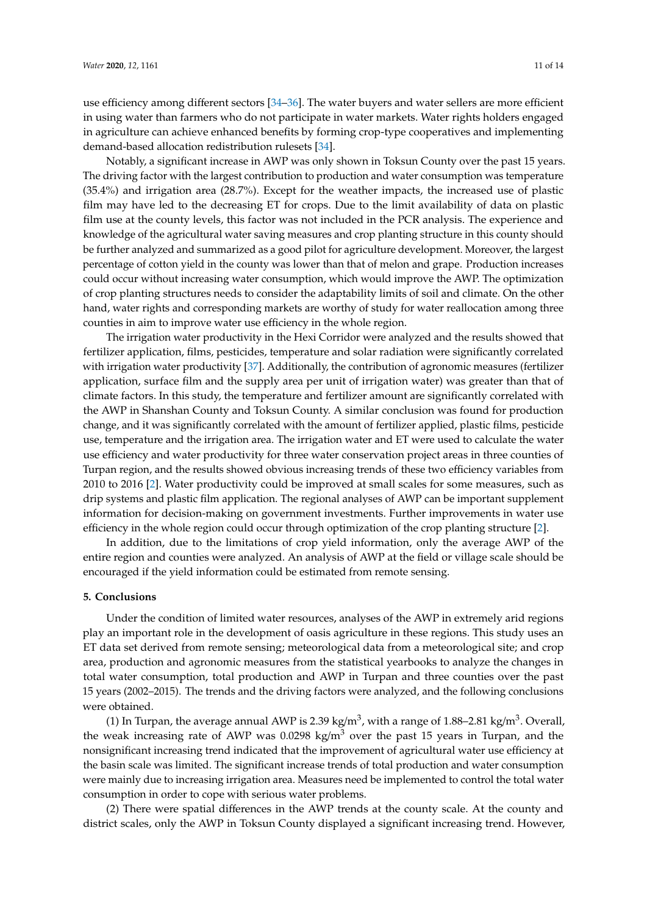use efficiency among different sectors [34–36]. The water buyers and water sellers are more efficient in using water than farmers who do not participate in water markets. Water rights holders engaged in agriculture can achieve enhanced benefits by forming crop-type cooperatives and implementing demand-based allocation redistribution rulesets [34].

Notably, a significant increase in AWP was only shown in Toksun County over the past 15 years. The driving factor with the largest contribution to production and water consumption was temperature (35.4%) and irrigation area (28.7%). Except for the weather impacts, the increased use of plastic film may have led to the decreasing ET for crops. Due to the limit availability of data on plastic film use at the county levels, this factor was not included in the PCR analysis. The experience and knowledge of the agricultural water saving measures and crop planting structure in this county should be further analyzed and summarized as a good pilot for agriculture development. Moreover, the largest percentage of cotton yield in the county was lower than that of melon and grape. Production increases could occur without increasing water consumption, which would improve the AWP. The optimization of crop planting structures needs to consider the adaptability limits of soil and climate. On the other hand, water rights and corresponding markets are worthy of study for water reallocation among three counties in aim to improve water use efficiency in the whole region.

The irrigation water productivity in the Hexi Corridor were analyzed and the results showed that fertilizer application, films, pesticides, temperature and solar radiation were significantly correlated with irrigation water productivity [37]. Additionally, the contribution of agronomic measures (fertilizer application, surface film and the supply area per unit of irrigation water) was greater than that of climate factors. In this study, the temperature and fertilizer amount are significantly correlated with the AWP in Shanshan County and Toksun County. A similar conclusion was found for production change, and it was significantly correlated with the amount of fertilizer applied, plastic films, pesticide use, temperature and the irrigation area. The irrigation water and ET were used to calculate the water use efficiency and water productivity for three water conservation project areas in three counties of Turpan region, and the results showed obvious increasing trends of these two efficiency variables from 2010 to 2016 [2]. Water productivity could be improved at small scales for some measures, such as drip systems and plastic film application. The regional analyses of AWP can be important supplement information for decision-making on government investments. Further improvements in water use efficiency in the whole region could occur through optimization of the crop planting structure [2].

In addition, due to the limitations of crop yield information, only the average AWP of the entire region and counties were analyzed. An analysis of AWP at the field or village scale should be encouraged if the yield information could be estimated from remote sensing.

## 5. Conclusions

Under the condition of limited water resources, analyses of the AWP in extremely arid regions play an important role in the development of oasis agriculture in these regions. This study uses an ET data set derived from remote sensing; meteorological data from a meteorological site; and crop area, production and agronomic measures from the statistical yearbooks to analyze the changes in total water consumption, total production and AWP in Turpan and three counties over the past 15 years (2002–2015). The trends and the driving factors were analyzed, and the following conclusions were obtained.

(1) In Turpan, the average annual AWP is 2.39 kg/m$^3$, with a range of 1.88–2.81 kg/m$^3$. Overall, the weak increasing rate of AWP was 0.0298 kg/m$^3$ over the past 15 years in Turpan, and the nonsignificant increasing trend indicated that the improvement of agricultural water use efficiency at the basin scale was limited. The significant increase trends of total production and water consumption were mainly due to increasing irrigation area. Measures need be implemented to control the total water consumption in order to cope with serious water problems.

(2) There were spatial differences in the AWP trends at the county scale. At the county and district scales, only the AWP in Toksun County displayed a significant increasing trend. However,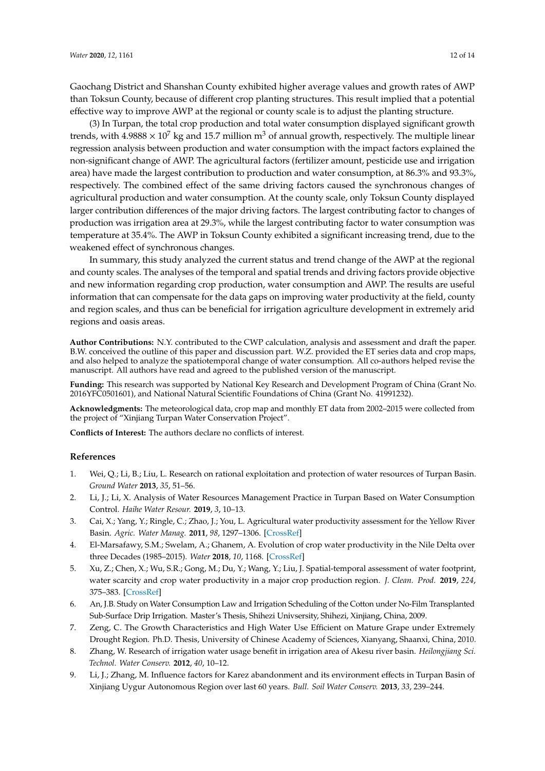Gaochang District and Shanshan County exhibited higher average values and growth rates of AWP than Toksun County, because of different crop planting structures. This result implied that a potential effective way to improve AWP at the regional or county scale is to adjust the planting structure.

(3) In Turpan, the total crop production and total water consumption displayed significant growth trends, with $4.9888 \times 10^7$ kg and 15.7 million $m^3$ of annual growth, respectively. The multiple linear regression analysis between production and water consumption with the impact factors explained the non-significant change of AWP. The agricultural factors (fertilizer amount, pesticide use and irrigation area) have made the largest contribution to production and water consumption, at 86.3% and 93.3%, respectively. The combined effect of the same driving factors caused the synchronous changes of agricultural production and water consumption. At the county scale, only Toksun County displayed larger contribution differences of the major driving factors. The largest contributing factor to changes of production was irrigation area at 29.3%, while the largest contributing factor to water consumption was temperature at 35.4%. The AWP in Toksun County exhibited a significant increasing trend, due to the weakened effect of synchronous changes.

In summary, this study analyzed the current status and trend change of the AWP at the regional and county scales. The analyses of the temporal and spatial trends and driving factors provide objective and new information regarding crop production, water consumption and AWP. The results are useful information that can compensate for the data gaps on improving water productivity at the field, county and region scales, and thus can be beneficial for irrigation agriculture development in extremely arid regions and oasis areas.

**Author Contributions:** N.Y. contributed to the CWP calculation, analysis and assessment and draft the paper. B.W. conceived the outline of this paper and discussion part. W.Z. provided the ET series data and crop maps, and also helped to analyze the spatiotemporal change of water consumption. All co-authors helped revise the manuscript. All authors have read and agreed to the published version of the manuscript.

**Funding:** This research was supported by National Key Research and Development Program of China (Grant No. 2016YFC0501601), and National Natural Scientific Foundations of China (Grant No. 41991232).

**Acknowledgments:** The meteorological data, crop map and monthly ET data from 2002–2015 were collected from the project of "Xinjiang Turpan Water Conservation Project".

**Conflicts of Interest:** The authors declare no conflicts of interest.

## References

1. Wei, Q.; Li, B.; Liu, L. Research on rational exploitation and protection of water resources of Turpan Basin. *Ground Water* **2013**, *35*, 51–56.
2. Li, J.; Li, X. Analysis of Water Resources Management Practice in Turpan Based on Water Consumption Control. *Haihe Water Resour.* **2019**, *3*, 10–13.
3. Cai, X.; Yang, Y.; Ringle, C.; Zhao, J.; You, L. Agricultural water productivity assessment for the Yellow River Basin. *Agric. Water Manag.* **2011**, *98*, 1297–1306. [CrossRef]
4. El-Marsafawy, S.M.; Swelam, A.; Ghanem, A. Evolution of crop water productivity in the Nile Delta over three Decades (1985–2015). *Water* **2018**, *10*, 1168. [CrossRef]
5. Xu, Z.; Chen, X.; Wu, S.R.; Gong, M.; Du, Y.; Wang, Y.; Liu, J. Spatial-temporal assessment of water footprint, water scarcity and crop water productivity in a major crop production region. *J. Clean. Prod.* **2019**, *224*, 375–383. [CrossRef]
6. An, J.B. Study on Water Consumption Law and Irrigation Scheduling of the Cotton under No-Film Transplanted Sub-Surface Drip Irrigation. Master's Thesis, Shihezi Univsersity, Shihezi, Xinjiang, China, 2009.
7. Zeng, C. The Growth Characteristics and High Water Use Efficient on Mature Grape under Extremely Drought Region. Ph.D. Thesis, University of Chinese Academy of Sciences, Xianyang, Shaanxi, China, 2010.
8. Zhang, W. Research of irrigation water usage benefit in irrigation area of Akesu river basin. *Heilongjiang Sci. Technol. Water Conserv.* **2012**, *40*, 10–12.
9. Li, J.; Zhang, M. Influence factors for Karez abandonment and its environment effects in Turpan Basin of Xinjiang Uygur Autonomous Region over last 60 years. *Bull. Soil Water Conserv.* **2013**, *33*, 239–244.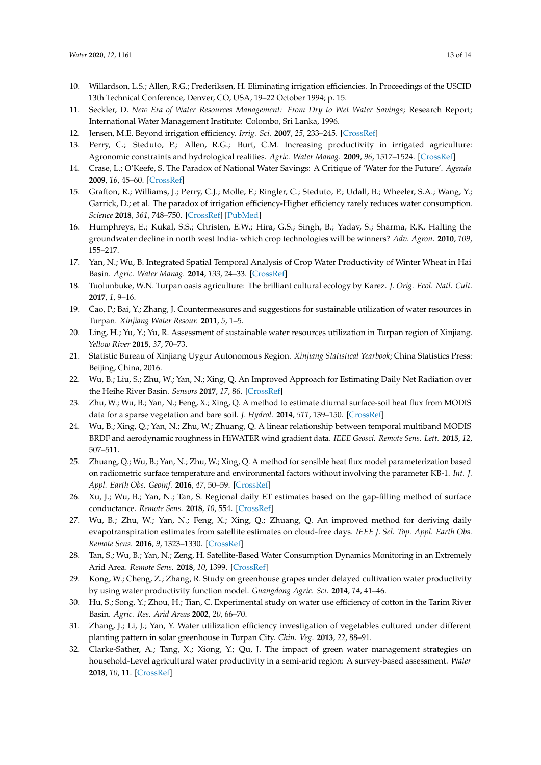10. Willardson, L.S.; Allen, R.G.; Frederiksen, H. Eliminating irrigation efficiencies. In Proceedings of the USCID 13th Technical Conference, Denver, CO, USA, 19–22 October 1994; p. 15.
11. Seckler, D. *New Era of Water Resources Management: From Dry to Wet Water Savings*; Research Report; International Water Management Institute: Colombo, Sri Lanka, 1996.
12. Jensen, M.E. Beyond irrigation efficiency. *Irrig. Sci.* **2007**, *25*, 233–245. [CrossRef]
13. Perry, C.; Steduto, P.; Allen, R.G.; Burt, C.M. Increasing productivity in irrigated agriculture: Agronomic constraints and hydrological realities. *Agric. Water Manag.* **2009**, *96*, 1517–1524. [CrossRef]
14. Crase, L.; O'Keefe, S. The Paradox of National Water Savings: A Critique of 'Water for the Future'. *Agenda* **2009**, *16*, 45–60. [CrossRef]
15. Grafton, R.; Williams, J.; Perry, C.J.; Molle, F.; Ringler, C.; Steduto, P.; Udall, B.; Wheeler, S.A.; Wang, Y.; Garrick, D.; et al. The paradox of irrigation efficiency-Higher efficiency rarely reduces water consumption. *Science* **2018**, *361*, 748–750. [CrossRef] [PubMed]
16. Humphreys, E.; Kukal, S.S.; Christen, E.W.; Hira, G.S.; Singh, B.; Yadav, S.; Sharma, R.K. Halting the groundwater decline in north west India- which crop technologies will be winners? *Adv. Agron.* **2010**, *109*, 155–217.
17. Yan, N.; Wu, B. Integrated Spatial Temporal Analysis of Crop Water Productivity of Winter Wheat in Hai Basin. *Agric. Water Manag.* **2014**, *133*, 24–33. [CrossRef]
18. Tuolunbuke, W.N. Turpan oasis agriculture: The brilliant cultural ecology by Karez. *J. Orig. Ecol. Natl. Cult.* **2017**, *1*, 9–16.
19. Cao, P.; Bai, Y.; Zhang, J. Countermeasures and suggestions for sustainable utilization of water resources in Turpan. *Xinjiang Water Resour.* **2011**, *5*, 1–5.
20. Ling, H.; Yu, Y.; Yu, R. Assessment of sustainable water resources utilization in Turpan region of Xinjiang. *Yellow River* **2015**, *37*, 70–73.
21. Statistic Bureau of Xinjiang Uygur Autonomous Region. *Xinjiang Statistical Yearbook*; China Statistics Press: Beijing, China, 2016.
22. Wu, B.; Liu, S.; Zhu, W.; Yan, N.; Xing, Q. An Improved Approach for Estimating Daily Net Radiation over the Heihe River Basin. *Sensors* **2017**, *17*, 86. [CrossRef]
23. Zhu, W.; Wu, B.; Yan, N.; Feng, X.; Xing, Q. A method to estimate diurnal surface-soil heat flux from MODIS data for a sparse vegetation and bare soil. *J. Hydrol.* **2014**, *511*, 139–150. [CrossRef]
24. Wu, B.; Xing, Q.; Yan, N.; Zhu, W.; Zhuang, Q. A linear relationship between temporal multiband MODIS BRDF and aerodynamic roughness in HiWATER wind gradient data. *IEEE Geosci. Remote Sens. Lett.* **2015**, *12*, 507–511.
25. Zhuang, Q.; Wu, B.; Yan, N.; Zhu, W.; Xing, Q. A method for sensible heat flux model parameterization based on radiometric surface temperature and environmental factors without involving the parameter KB-1. *Int. J. Appl. Earth Obs. Geoinf.* **2016**, *47*, 50–59. [CrossRef]
26. Xu, J.; Wu, B.; Yan, N.; Tan, S. Regional daily ET estimates based on the gap-filling method of surface conductance. *Remote Sens.* **2018**, *10*, 554. [CrossRef]
27. Wu, B.; Zhu, W.; Yan, N.; Feng, X.; Xing, Q.; Zhuang, Q. An improved method for deriving daily evapotranspiration estimates from satellite estimates on cloud-free days. *IEEE J. Sel. Top. Appl. Earth Obs. Remote Sens.* **2016**, *9*, 1323–1330. [CrossRef]
28. Tan, S.; Wu, B.; Yan, N.; Zeng, H. Satellite-Based Water Consumption Dynamics Monitoring in an Extremely Arid Area. *Remote Sens.* **2018**, *10*, 1399. [CrossRef]
29. Kong, W.; Cheng, Z.; Zhang, R. Study on greenhouse grapes under delayed cultivation water productivity by using water productivity function model. *Guangdong Agric. Sci.* **2014**, *14*, 41–46.
30. Hu, S.; Song, Y.; Zhou, H.; Tian, C. Experimental study on water use efficiency of cotton in the Tarim River Basin. *Agric. Res. Arid Areas* **2002**, *20*, 66–70.
31. Zhang, J.; Li, J.; Yan, Y. Water utilization efficiency investigation of vegetables cultured under different planting pattern in solar greenhouse in Turpan City. *Chin. Veg.* **2013**, *22*, 88–91.
32. Clarke-Sather, A.; Tang, X.; Xiong, Y.; Qu, J. The impact of green water management strategies on household-Level agricultural water productivity in a semi-arid region: A survey-based assessment. *Water* **2018**, *10*, 11. [CrossRef]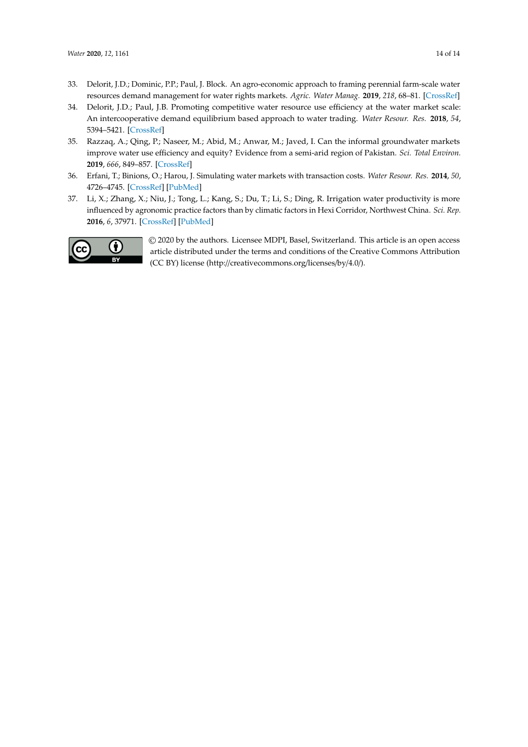33. Delorit, J.D.; Dominic, P.P.; Paul, J. Block. An agro-economic approach to framing perennial farm-scale water resources demand management for water rights markets. *Agric. Water Manag.* **2019**, *218*, 68–81. [CrossRef]
34. Delorit, J.D.; Paul, J.B. Promoting competitive water resource use efficiency at the water market scale: An intercooperative demand equilibrium based approach to water trading. *Water Resour. Res.* **2018**, *54*, 5394–5421. [CrossRef]
35. Razzaq, A.; Qing, P.; Naseer, M.; Abid, M.; Anwar, M.; Javed, I. Can the informal groundwater markets improve water use efficiency and equity? Evidence from a semi-arid region of Pakistan. *Sci. Total Environ.* **2019**, *666*, 849–857. [CrossRef]
36. Erfani, T.; Binions, O.; Harou, J. Simulating water markets with transaction costs. *Water Resour. Res.* **2014**, *50*, 4726–4745. [CrossRef] [PubMed]
37. Li, X.; Zhang, X.; Niu, J.; Tong, L.; Kang, S.; Du, T.; Li, S.; Ding, R. Irrigation water productivity is more influenced by agronomic practice factors than by climatic factors in Hexi Corridor, Northwest China. *Sci. Rep.* **2016**, *6*, 37971. [CrossRef] [PubMed]

© 2020 by the authors. Licensee MDPI, Basel, Switzerland. This article is an open access article distributed under the terms and conditions of the Creative Commons Attribution (CC BY) license (http://creativecommons.org/licenses/by/4.0/).